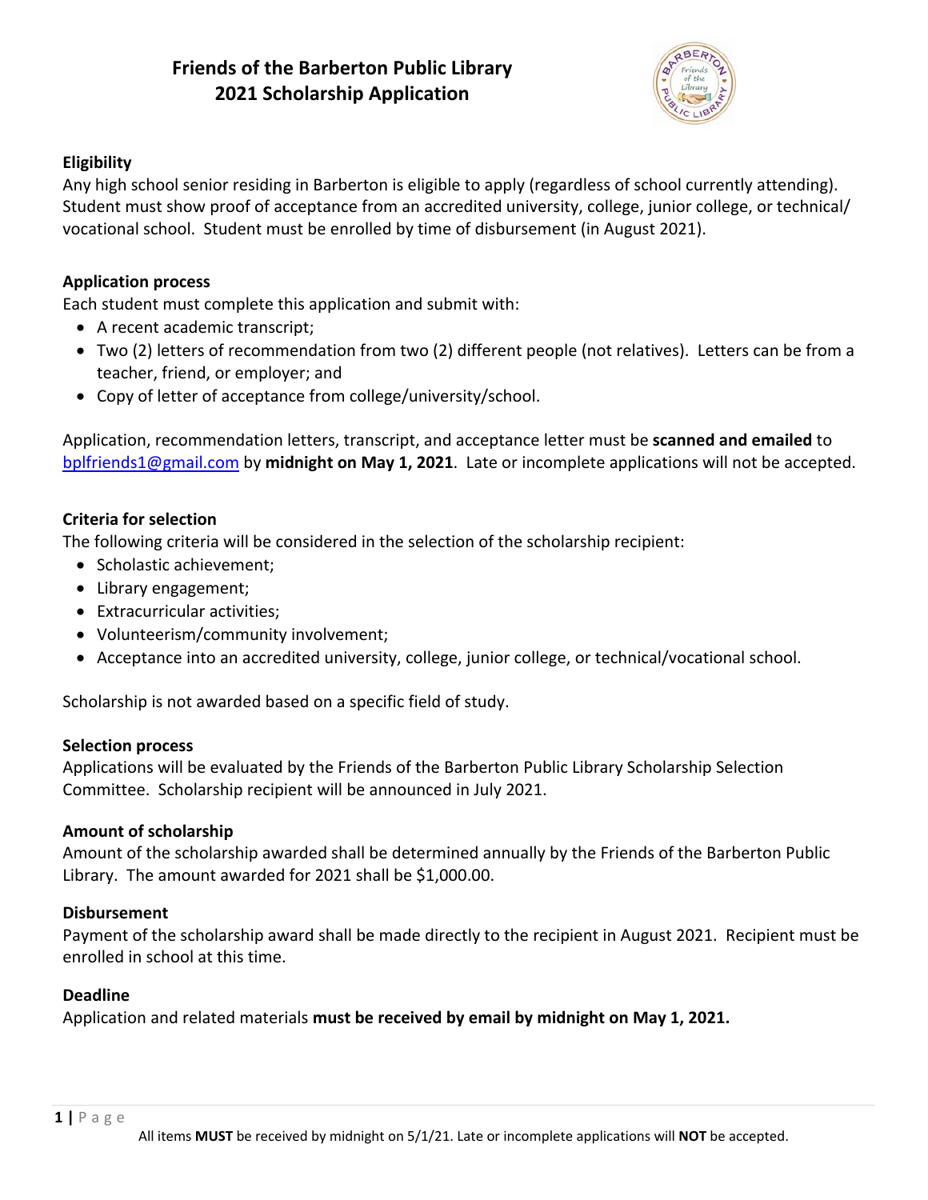# Friends of the Barberton Public Library
# 2021 Scholarship Application

### Eligibility

Any high school senior residing in Barberton is eligible to apply (regardless of school currently attending). Student must show proof of acceptance from an accredited university, college, junior college, or technical/ vocational school. Student must be enrolled by time of disbursement (in August 2021).

### Application process

Each student must complete this application and submit with:

- A recent academic transcript;
- Two (2) letters of recommendation from two (2) different people (not relatives). Letters can be from a teacher, friend, or employer; and
- Copy of letter of acceptance from college/university/school.

Application, recommendation letters, transcript, and acceptance letter must be **scanned and emailed** to bplfriends1@gmail.com by **midnight on May 1, 2021**. Late or incomplete applications will not be accepted.

### Criteria for selection

The following criteria will be considered in the selection of the scholarship recipient:

- Scholastic achievement;
- Library engagement;
- Extracurricular activities;
- Volunteerism/community involvement;
- Acceptance into an accredited university, college, junior college, or technical/vocational school.

Scholarship is not awarded based on a specific field of study.

### Selection process

Applications will be evaluated by the Friends of the Barberton Public Library Scholarship Selection Committee. Scholarship recipient will be announced in July 2021.

### Amount of scholarship

Amount of the scholarship awarded shall be determined annually by the Friends of the Barberton Public Library. The amount awarded for 2021 shall be $1,000.00.

### Disbursement

Payment of the scholarship award shall be made directly to the recipient in August 2021. Recipient must be enrolled in school at this time.

### Deadline

Application and related materials **must be received by email by midnight on May 1, 2021.**

All items **MUST** be received by midnight on 5/1/21. Late or incomplete applications will **NOT** be accepted.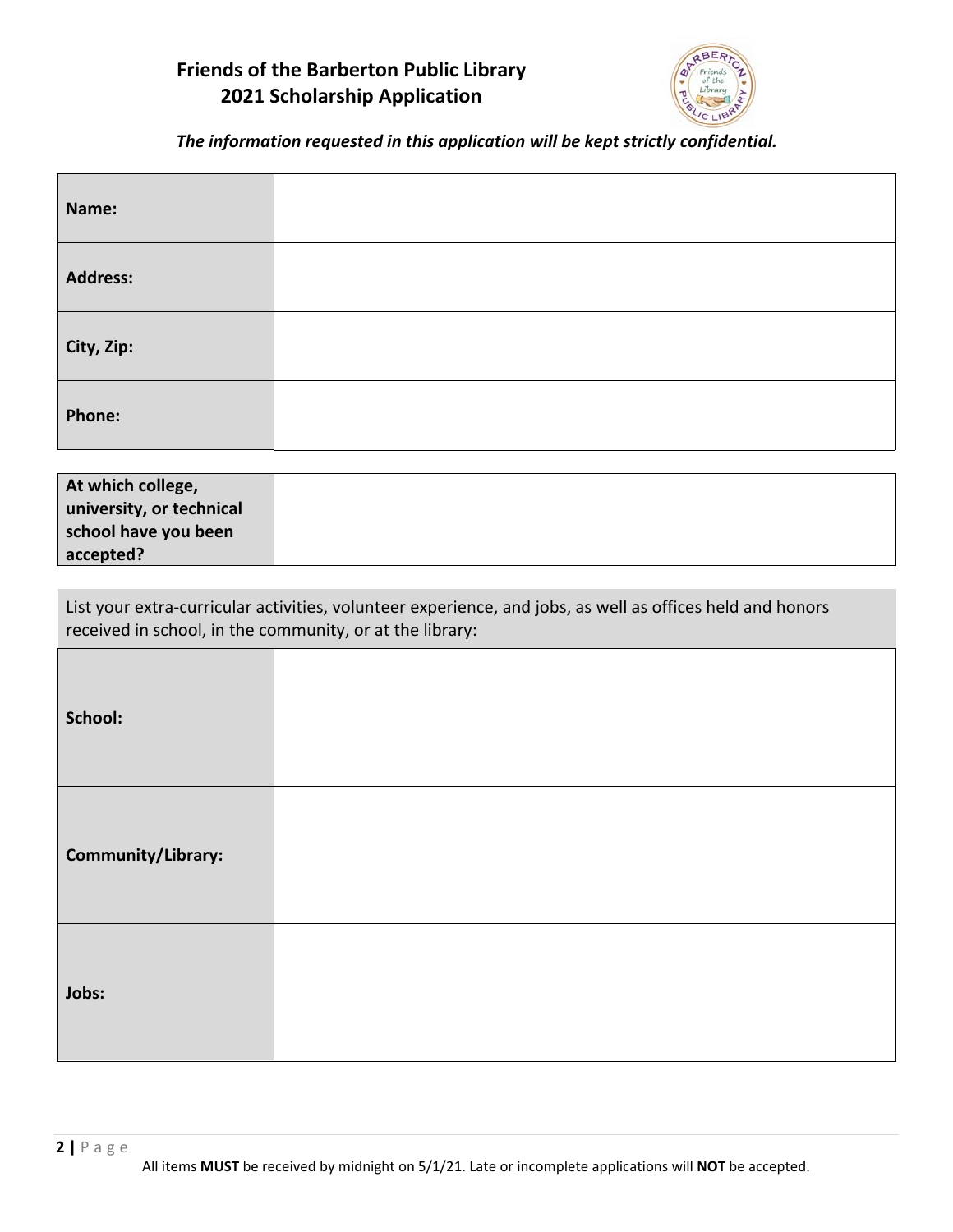# Friends of the Barberton Public Library 2021 Scholarship Application

***The information requested in this application will be kept strictly confidential.***

| | |
|---|---|
| **Name:** | |
| **Address:** | |
| **City, Zip:** | |
| **Phone:** | |

| | |
|---|---|
| **At which college, university, or technical school have you been accepted?** | |

List your extra-curricular activities, volunteer experience, and jobs, as well as offices held and honors received in school, in the community, or at the library:

| | |
|---|---|
| **School:** | |
| **Community/Library:** | |
| **Jobs:** | |

All items **MUST** be received by midnight on 5/1/21. Late or incomplete applications will **NOT** be accepted.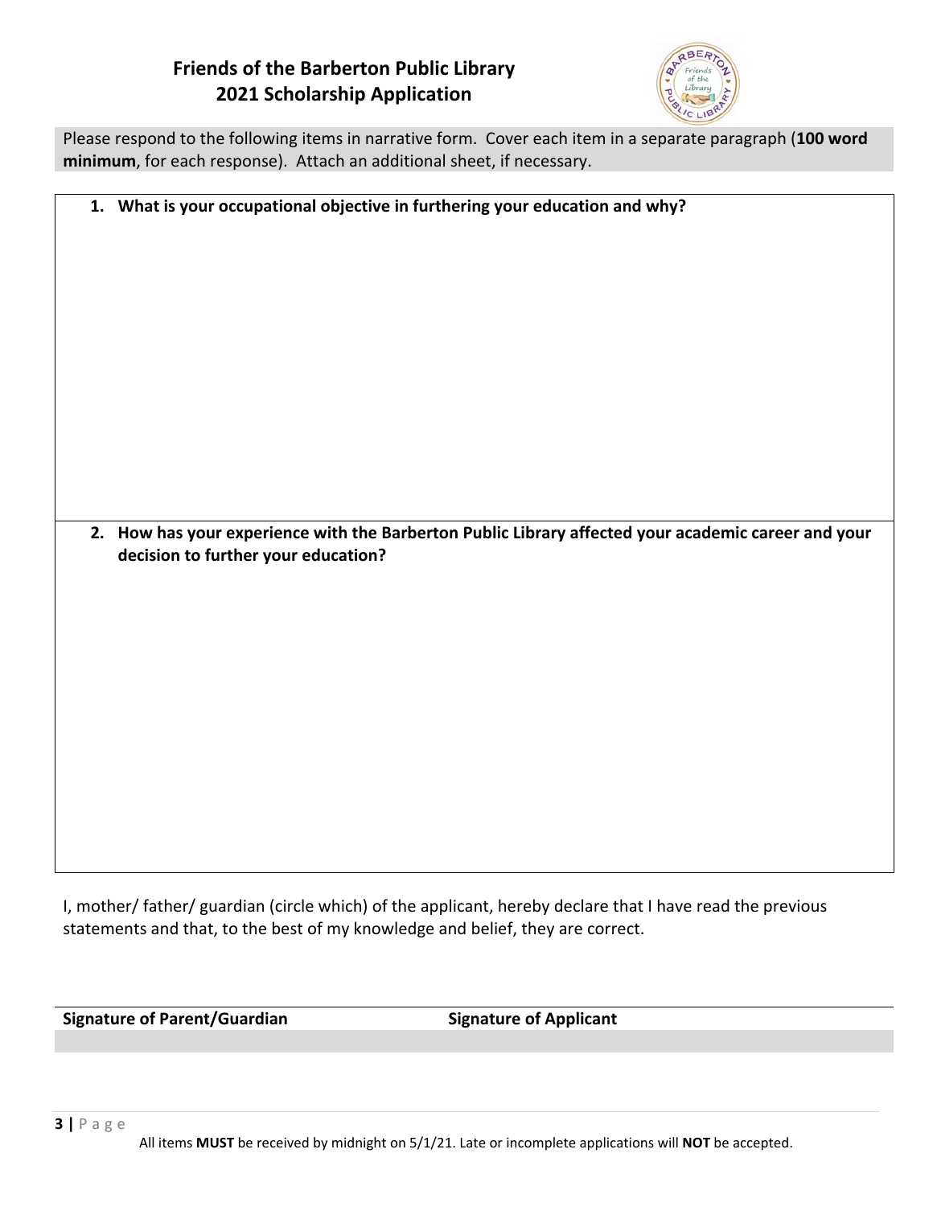# Friends of the Barberton Public Library
## 2021 Scholarship Application

Please respond to the following items in narrative form. Cover each item in a separate paragraph (**100 word minimum**, for each response). Attach an additional sheet, if necessary.

1. **What is your occupational objective in furthering your education and why?**

2. **How has your experience with the Barberton Public Library affected your academic career and your decision to further your education?**

I, mother/ father/ guardian (circle which) of the applicant, hereby declare that I have read the previous statements and that, to the best of my knowledge and belief, they are correct.

**Signature of Parent/Guardian** **Signature of Applicant**

All items **MUST** be received by midnight on 5/1/21. Late or incomplete applications will **NOT** be accepted.